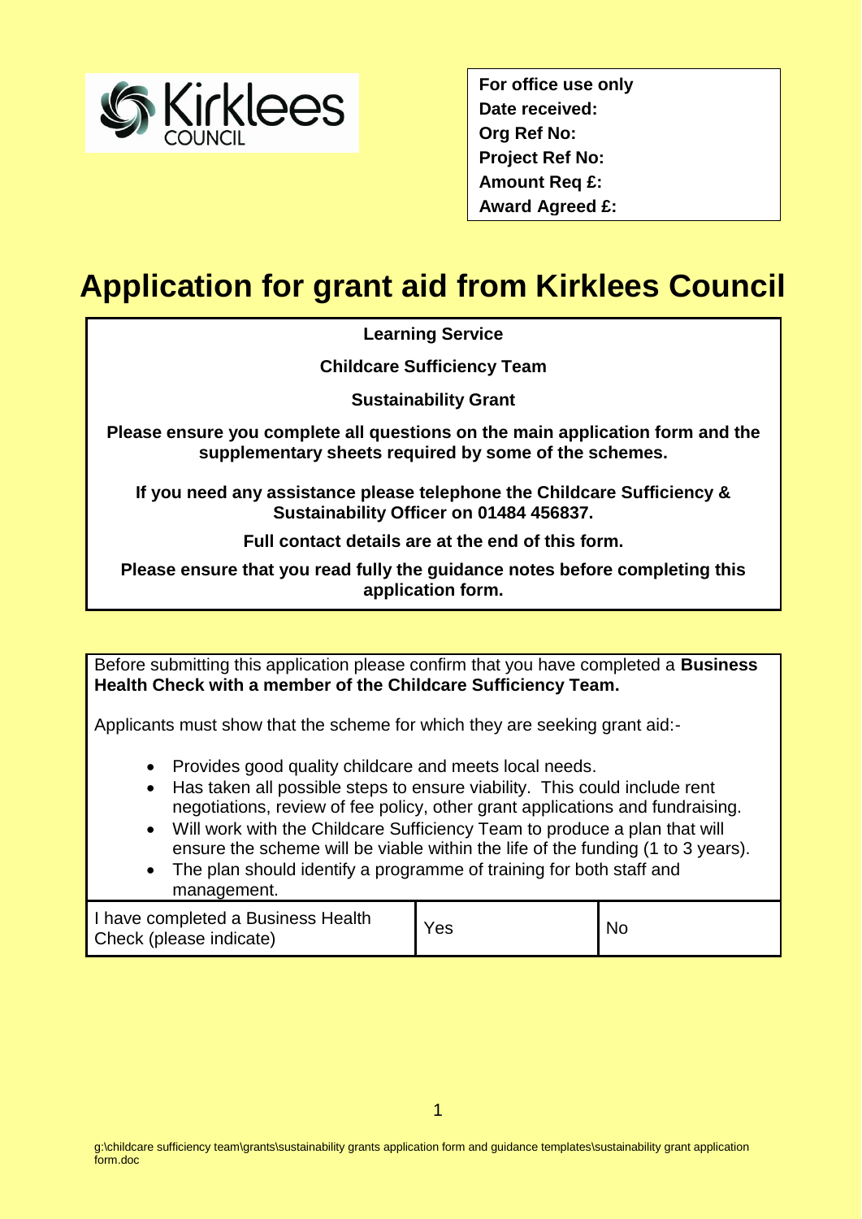Kirklees COUNCIL

| For office use only |
| --- |
| Date received: |
| Org Ref No: |
| Project Ref No: |
| Amount Req £: |
| Award Agreed £: |

# Application for grant aid from Kirklees Council

**Learning Service**

**Childcare Sufficiency Team**

**Sustainability Grant**

**Please ensure you complete all questions on the main application form and the supplementary sheets required by some of the schemes.**

**If you need any assistance please telephone the Childcare Sufficiency & Sustainability Officer on 01484 456837.**

**Full contact details are at the end of this form.**

**Please ensure that you read fully the guidance notes before completing this application form.**

Before submitting this application please confirm that you have completed a **Business Health Check with a member of the Childcare Sufficiency Team.**

Applicants must show that the scheme for which they are seeking grant aid:-

- Provides good quality childcare and meets local needs.
- Has taken all possible steps to ensure viability. This could include rent negotiations, review of fee policy, other grant applications and fundraising.
- Will work with the Childcare Sufficiency Team to produce a plan that will ensure the scheme will be viable within the life of the funding (1 to 3 years).
- The plan should identify a programme of training for both staff and management.

| I have completed a Business Health Check (please indicate) | Yes | No |
| --- | --- | --- |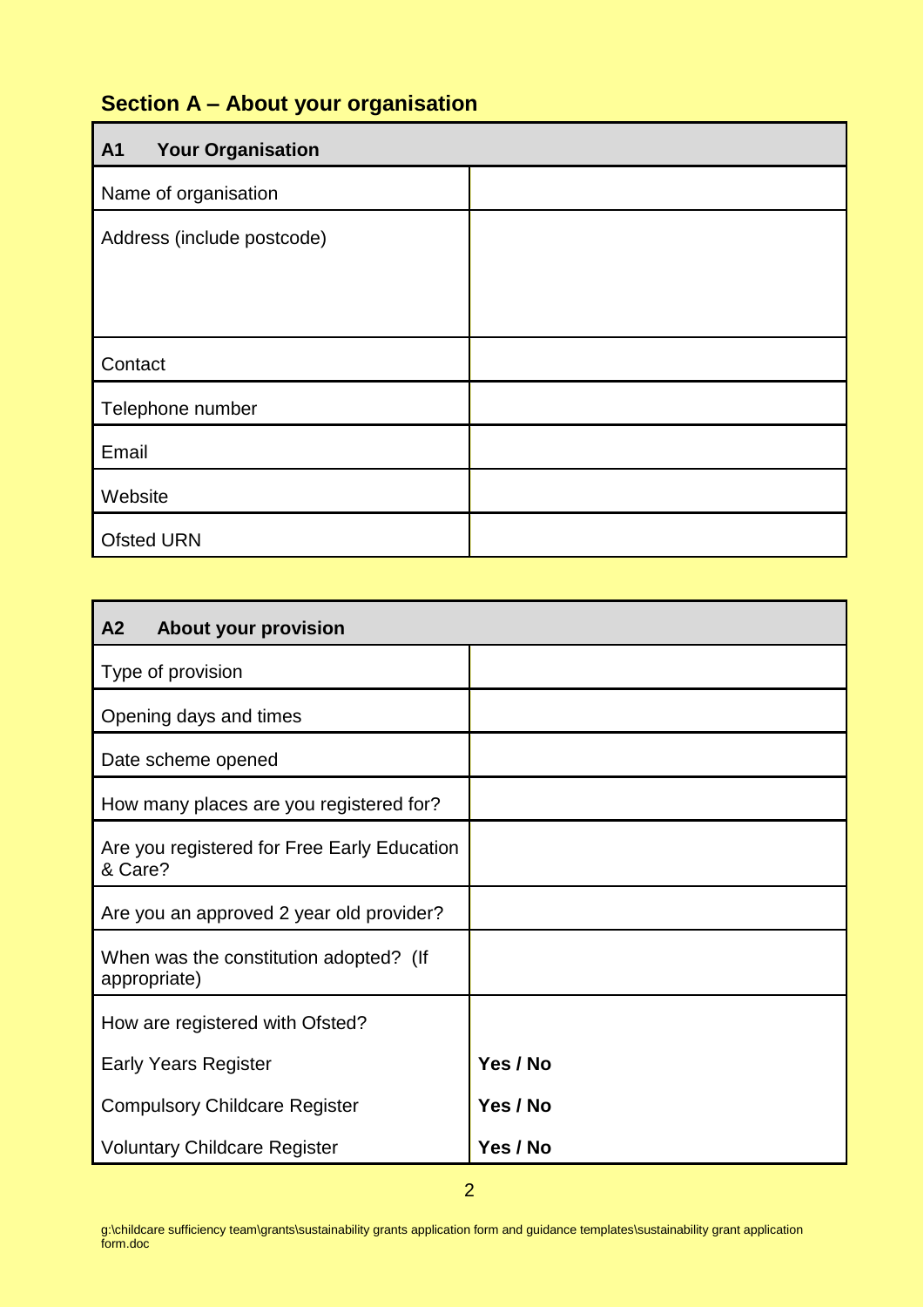## Section A – About your organisation

| A1 Your Organisation | |
|---|---|
| Name of organisation | |
| Address (include postcode) | |
| Contact | |
| Telephone number | |
| Email | |
| Website | |
| Ofsted URN | |

| A2 About your provision | |
|---|---|
| Type of provision | |
| Opening days and times | |
| Date scheme opened | |
| How many places are you registered for? | |
| Are you registered for Free Early Education & Care? | |
| Are you an approved 2 year old provider? | |
| When was the constitution adopted? (If appropriate) | |
| How are registered with Ofsted? | |
| Early Years Register | **Yes / No** |
| Compulsory Childcare Register | **Yes / No** |
| Voluntary Childcare Register | **Yes / No** |

g:\childcare sufficiency team\grants\sustainability grants application form and guidance templates\sustainability grant application form.doc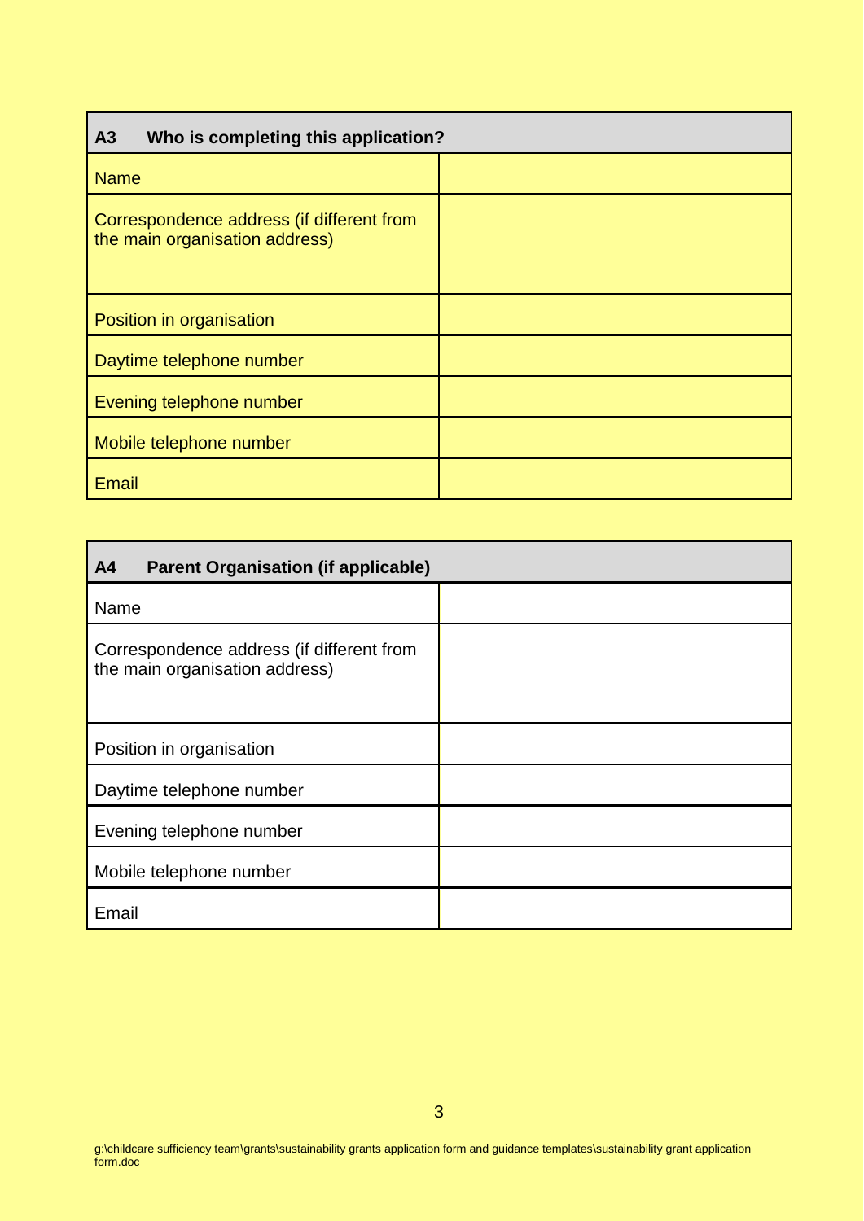| A3 Who is completing this application? | |
|---|---|
| Name | |
| Correspondence address (if different from the main organisation address) | |
| Position in organisation | |
| Daytime telephone number | |
| Evening telephone number | |
| Mobile telephone number | |
| Email | |

| A4 Parent Organisation (if applicable) | |
|---|---|
| Name | |
| Correspondence address (if different from the main organisation address) | |
| Position in organisation | |
| Daytime telephone number | |
| Evening telephone number | |
| Mobile telephone number | |
| Email | |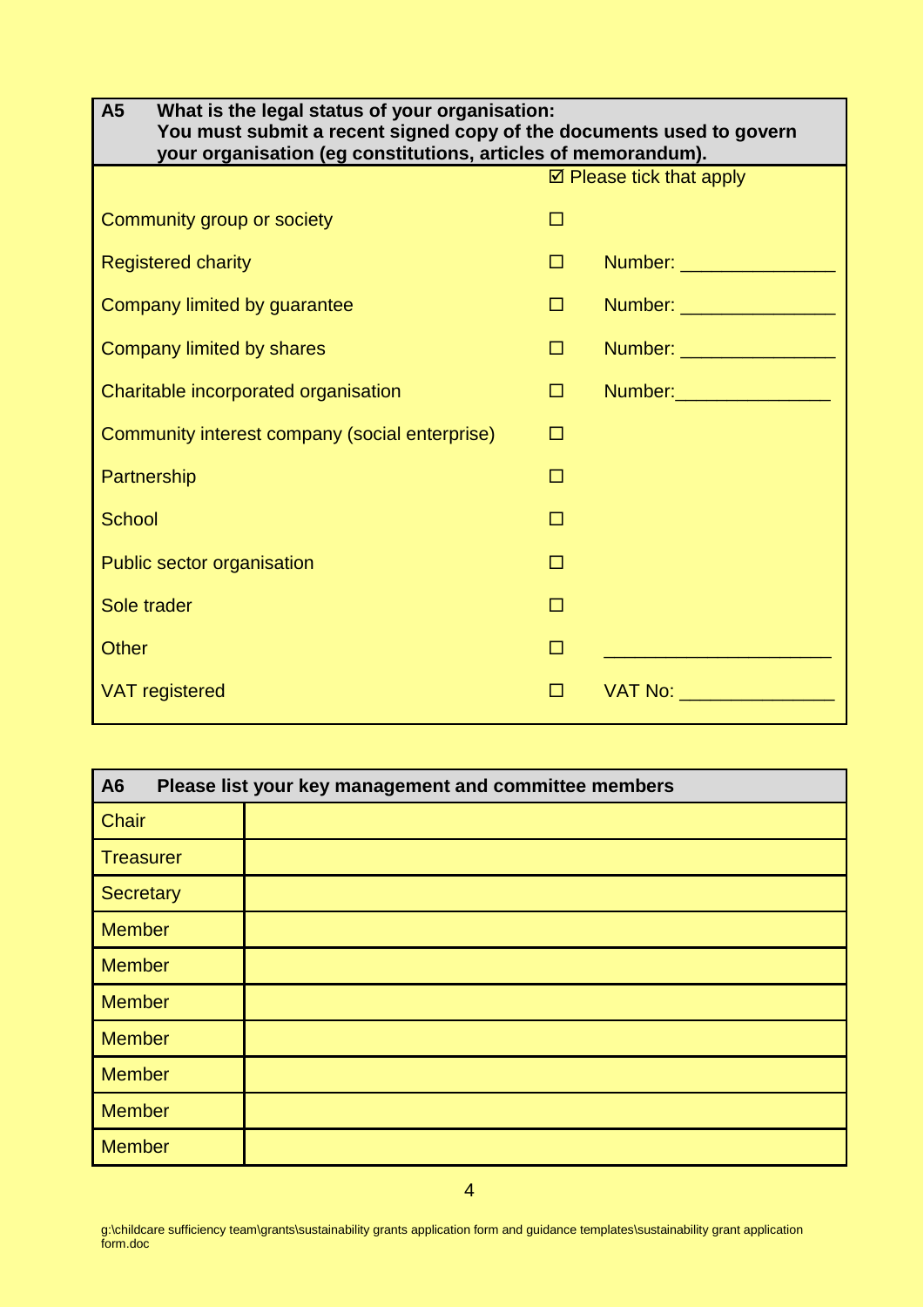**A5 What is the legal status of your organisation:**
**You must submit a recent signed copy of the documents used to govern your organisation (eg constitutions, articles of memorandum).**

| | ☑ Please tick that apply | |
|---|---|---|
| Community group or society | ☐ | |
| Registered charity | ☐ | Number: _______________ |
| Company limited by guarantee | ☐ | Number: _______________ |
| Company limited by shares | ☐ | Number: _______________ |
| Charitable incorporated organisation | ☐ | Number:_______________ |
| Community interest company (social enterprise) | ☐ | |
| Partnership | ☐ | |
| School | ☐ | |
| Public sector organisation | ☐ | |
| Sole trader | ☐ | |
| Other | ☐ | ______________________ |
| VAT registered | ☐ | VAT No: _______________ |

**A6 Please list your key management and committee members**

| Role | Name |
|---|---|
| Chair | |
| Treasurer | |
| Secretary | |
| Member | |
| Member | |
| Member | |
| Member | |
| Member | |
| Member | |
| Member | |

g:\childcare sufficiency team\grants\sustainability grants application form and guidance templates\sustainability grant application form.doc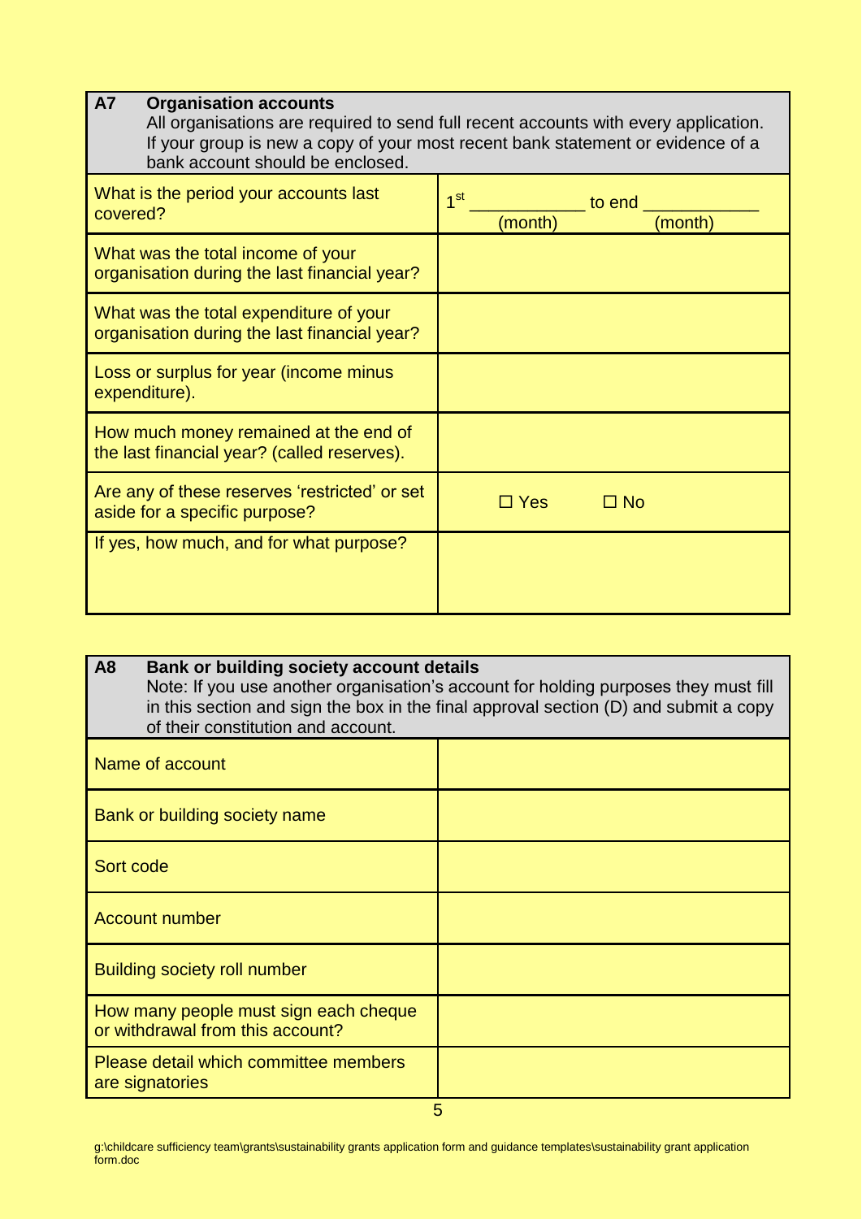| **A7 Organisation accounts** All organisations are required to send full recent accounts with every application. If your group is new a copy of your most recent bank statement or evidence of a bank account should be enclosed. | |
|---|---|
| What is the period your accounts last covered? | 1st ___________ to end ___________ (month) (month) |
| What was the total income of your organisation during the last financial year? | |
| What was the total expenditure of your organisation during the last financial year? | |
| Loss or surplus for year (income minus expenditure). | |
| How much money remained at the end of the last financial year? (called reserves). | |
| Are any of these reserves 'restricted' or set aside for a specific purpose? | ☐ Yes ☐ No |
| If yes, how much, and for what purpose? | |

| **A8 Bank or building society account details** Note: If you use another organisation's account for holding purposes they must fill in this section and sign the box in the final approval section (D) and submit a copy of their constitution and account. | |
|---|---|
| Name of account | |
| Bank or building society name | |
| Sort code | |
| Account number | |
| Building society roll number | |
| How many people must sign each cheque or withdrawal from this account? | |
| Please detail which committee members are signatories | |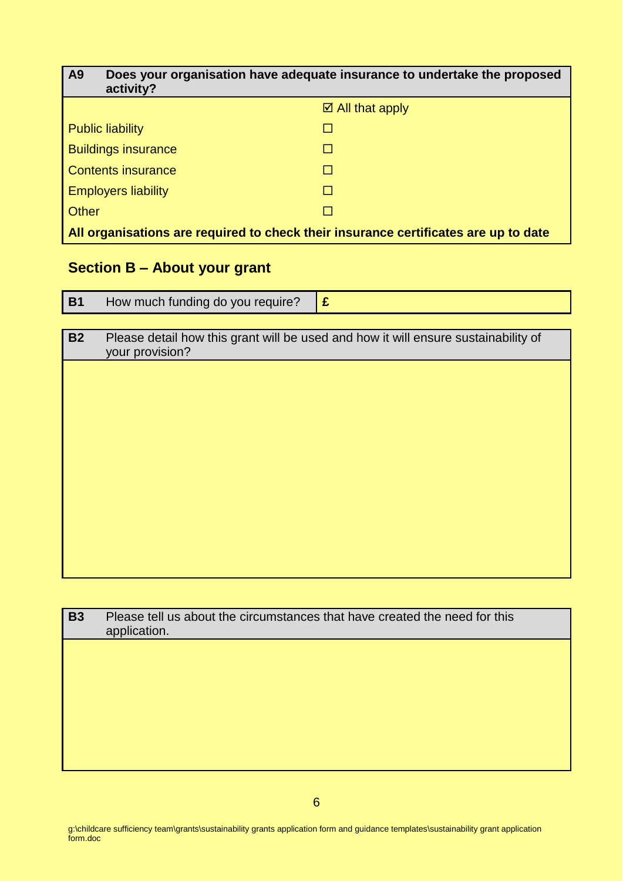| A9 | Does your organisation have adequate insurance to undertake the proposed activity? |
|---|---|
| | ☑ All that apply |
| Public liability | ☐ |
| Buildings insurance | ☐ |
| Contents insurance | ☐ |
| Employers liability | ☐ |
| Other | ☐ |
| **All organisations are required to check their insurance certificates are up to date** | |

## Section B – About your grant

| B1 | How much funding do you require? | £ |
|---|---|---|

| B2 | Please detail how this grant will be used and how it will ensure sustainability of your provision? |
|---|---|
| | |

| B3 | Please tell us about the circumstances that have created the need for this application. |
|---|---|
| | |

g:\childcare sufficiency team\grants\sustainability grants application form and guidance templates\sustainability grant application form.doc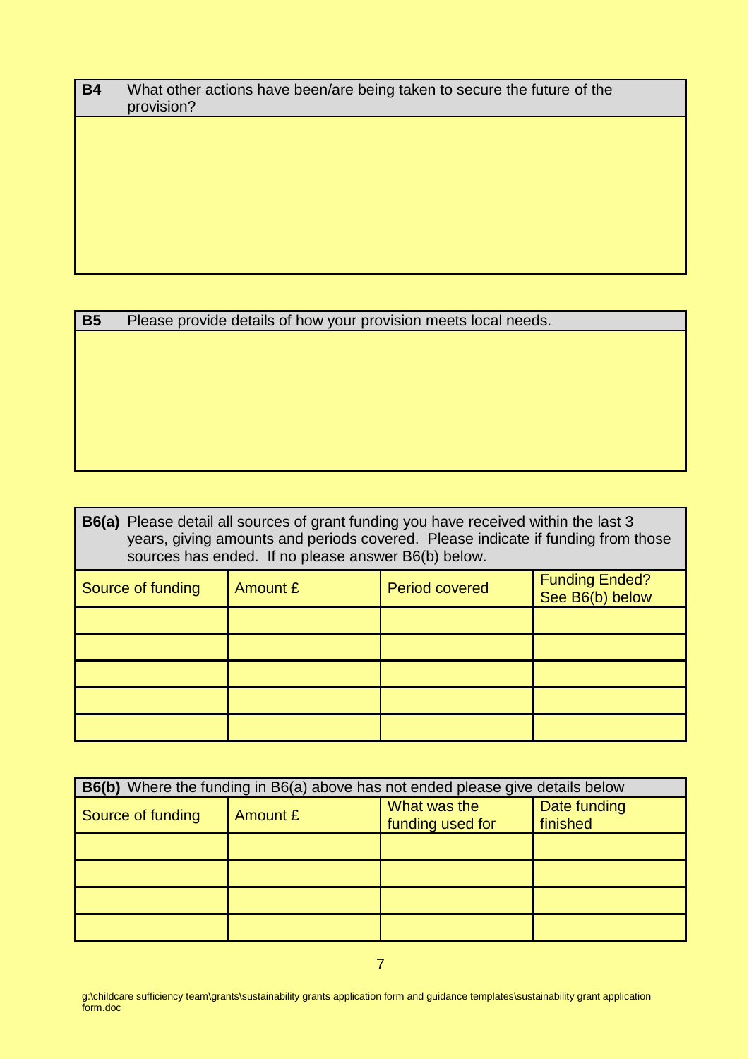**B4** What other actions have been/are being taken to secure the future of the provision?

**B5** Please provide details of how your provision meets local needs.

**B6(a)** Please detail all sources of grant funding you have received within the last 3 years, giving amounts and periods covered. Please indicate if funding from those sources has ended. If no please answer B6(b) below.

| Source of funding | Amount £ | Period covered | Funding Ended? See B6(b) below |
|---|---|---|---|
| | | | |
| | | | |
| | | | |
| | | | |
| | | | |

**B6(b)** Where the funding in B6(a) above has not ended please give details below

| Source of funding | Amount £ | What was the funding used for | Date funding finished |
|---|---|---|---|
| | | | |
| | | | |
| | | | |
| | | | |

g:\childcare sufficiency team\grants\sustainability grants application form and guidance templates\sustainability grant application form.doc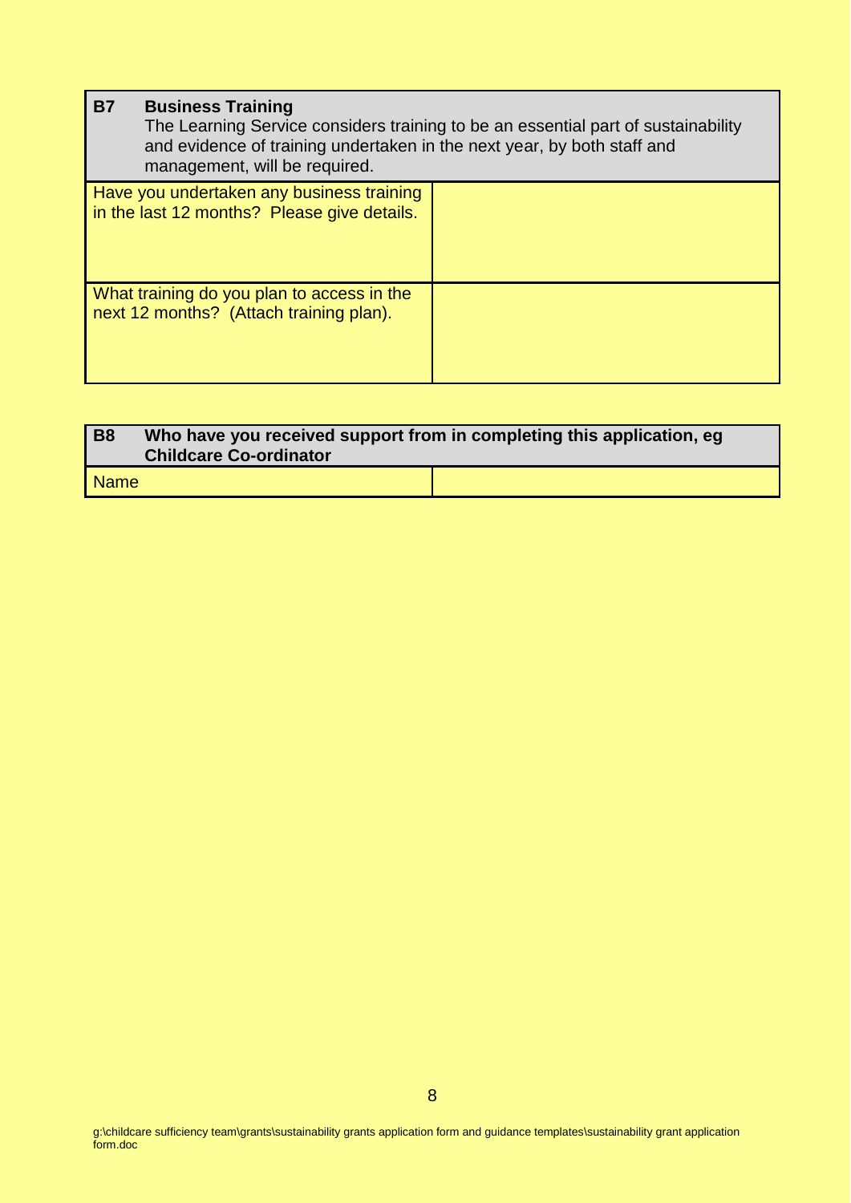| B7 | **Business Training**<br>The Learning Service considers training to be an essential part of sustainability and evidence of training undertaken in the next year, by both staff and management, will be required. |
|---|---|
| Have you undertaken any business training in the last 12 months? Please give details. | |
| What training do you plan to access in the next 12 months? (Attach training plan). | |

| B8 | **Who have you received support from in completing this application, eg Childcare Co-ordinator** |
|---|---|
| Name | |

g:\childcare sufficiency team\grants\sustainability grants application form and guidance templates\sustainability grant application form.doc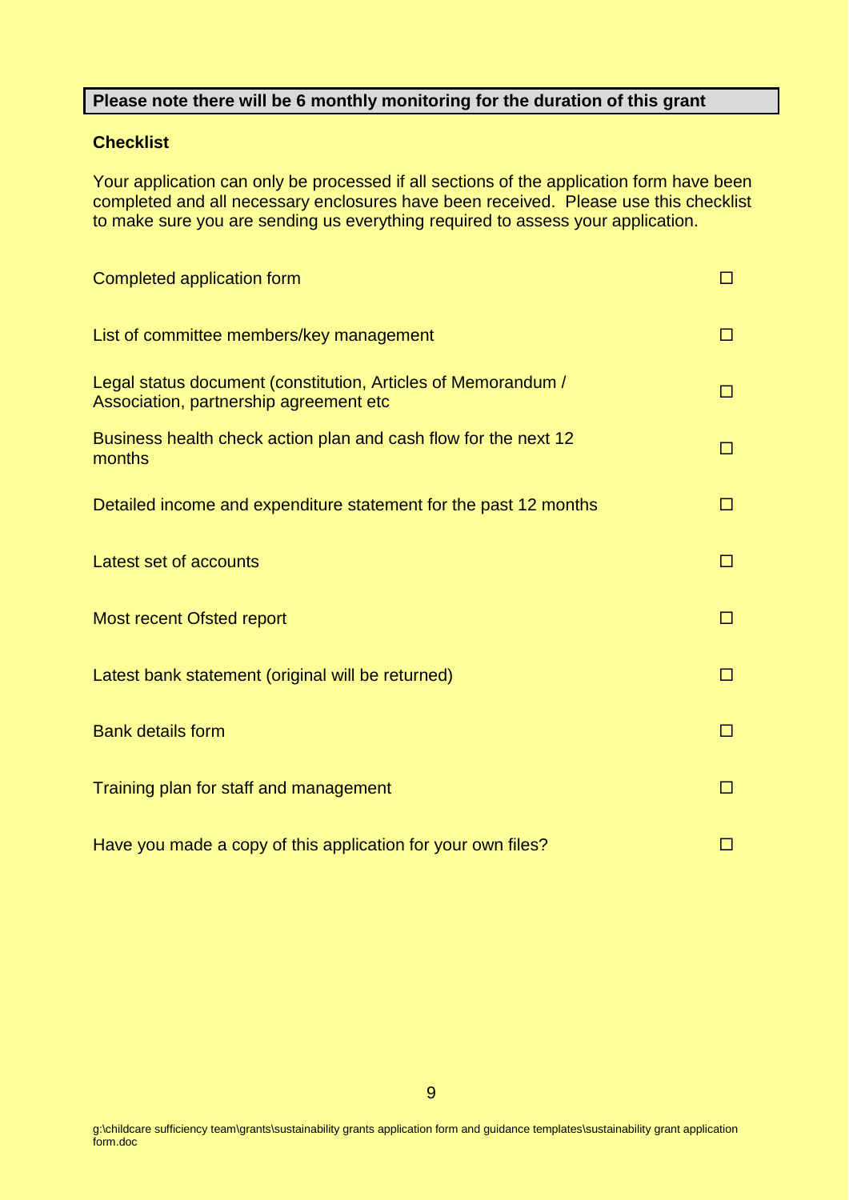**Please note there will be 6 monthly monitoring for the duration of this grant**

**Checklist**

Your application can only be processed if all sections of the application form have been completed and all necessary enclosures have been received. Please use this checklist to make sure you are sending us everything required to assess your application.

| | |
|---|---|
| Completed application form | ☐ |
| List of committee members/key management | ☐ |
| Legal status document (constitution, Articles of Memorandum / Association, partnership agreement etc | ☐ |
| Business health check action plan and cash flow for the next 12 months | ☐ |
| Detailed income and expenditure statement for the past 12 months | ☐ |
| Latest set of accounts | ☐ |
| Most recent Ofsted report | ☐ |
| Latest bank statement (original will be returned) | ☐ |
| Bank details form | ☐ |
| Training plan for staff and management | ☐ |
| Have you made a copy of this application for your own files? | ☐ |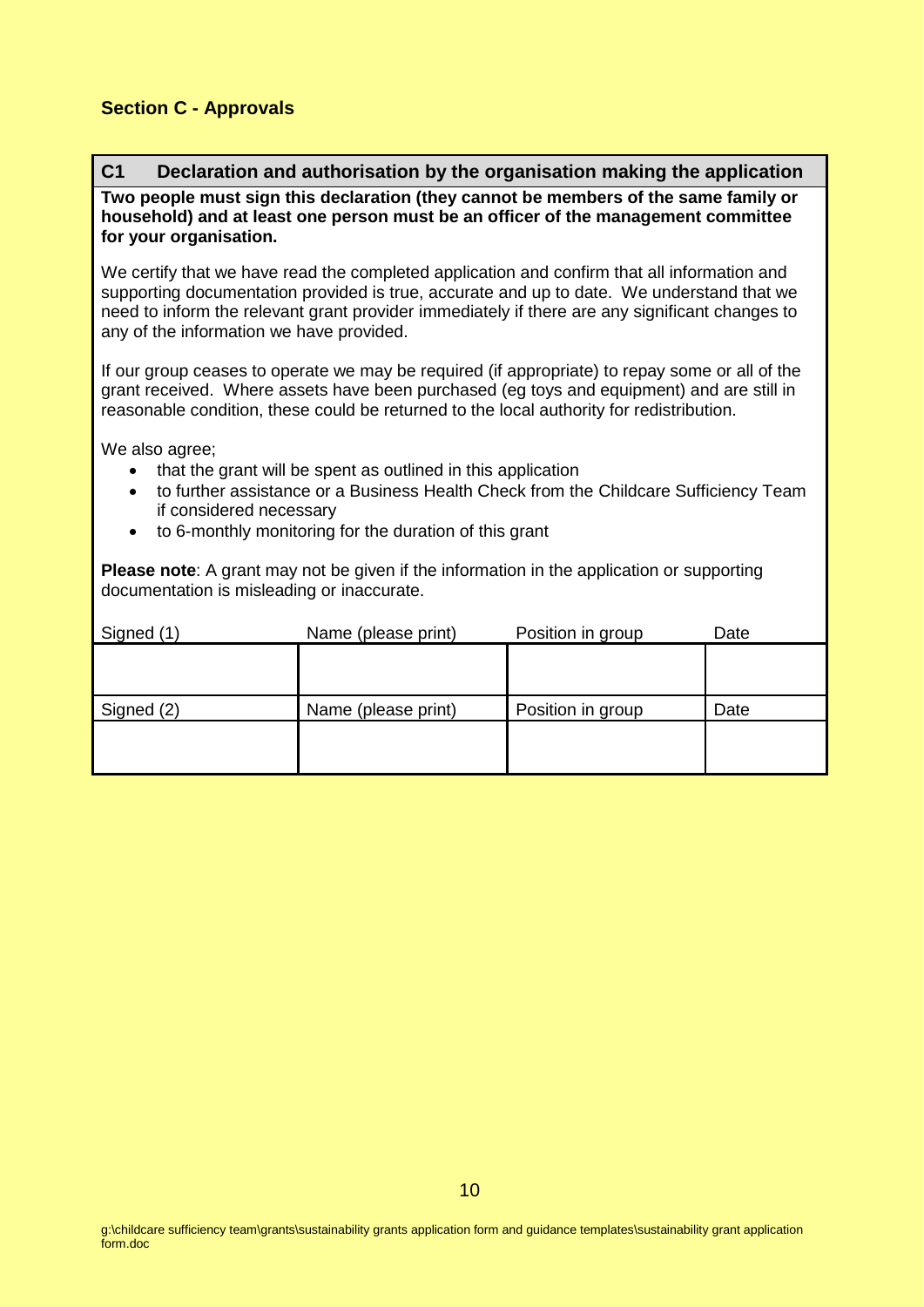## Section C - Approvals

### C1 Declaration and authorisation by the organisation making the application

**Two people must sign this declaration (they cannot be members of the same family or household) and at least one person must be an officer of the management committee for your organisation.**

We certify that we have read the completed application and confirm that all information and supporting documentation provided is true, accurate and up to date. We understand that we need to inform the relevant grant provider immediately if there are any significant changes to any of the information we have provided.

If our group ceases to operate we may be required (if appropriate) to repay some or all of the grant received. Where assets have been purchased (eg toys and equipment) and are still in reasonable condition, these could be returned to the local authority for redistribution.

We also agree;

- that the grant will be spent as outlined in this application
- to further assistance or a Business Health Check from the Childcare Sufficiency Team if considered necessary
- to 6-monthly monitoring for the duration of this grant

**Please note**: A grant may not be given if the information in the application or supporting documentation is misleading or inaccurate.

| Signed (1) | Name (please print) | Position in group | Date |
|---|---|---|---|
| | | | |
| Signed (2) | Name (please print) | Position in group | Date |
| | | | |

g:\childcare sufficiency team\grants\sustainability grants application form and guidance templates\sustainability grant application form.doc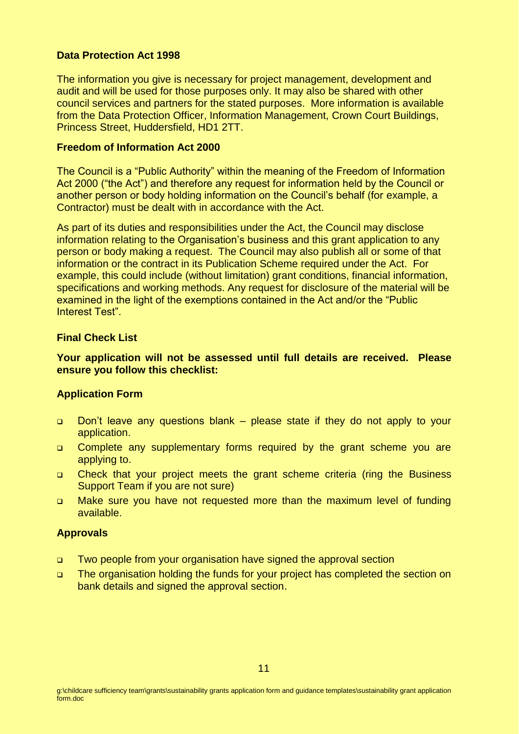## Data Protection Act 1998

The information you give is necessary for project management, development and audit and will be used for those purposes only. It may also be shared with other council services and partners for the stated purposes. More information is available from the Data Protection Officer, Information Management, Crown Court Buildings, Princess Street, Huddersfield, HD1 2TT.

## Freedom of Information Act 2000

The Council is a "Public Authority" within the meaning of the Freedom of Information Act 2000 ("the Act") and therefore any request for information held by the Council or another person or body holding information on the Council's behalf (for example, a Contractor) must be dealt with in accordance with the Act.

As part of its duties and responsibilities under the Act, the Council may disclose information relating to the Organisation's business and this grant application to any person or body making a request. The Council may also publish all or some of that information or the contract in its Publication Scheme required under the Act. For example, this could include (without limitation) grant conditions, financial information, specifications and working methods. Any request for disclosure of the material will be examined in the light of the exemptions contained in the Act and/or the "Public Interest Test".

## Final Check List

**Your application will not be assessed until full details are received. Please ensure you follow this checklist:**

### Application Form

- Don't leave any questions blank – please state if they do not apply to your application.
- Complete any supplementary forms required by the grant scheme you are applying to.
- Check that your project meets the grant scheme criteria (ring the Business Support Team if you are not sure)
- Make sure you have not requested more than the maximum level of funding available.

### Approvals

- Two people from your organisation have signed the approval section
- The organisation holding the funds for your project has completed the section on bank details and signed the approval section.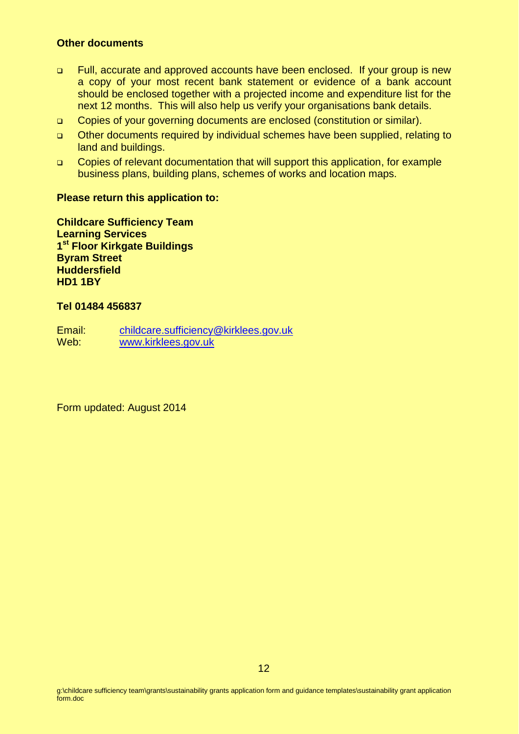**Other documents**

- Full, accurate and approved accounts have been enclosed. If your group is new a copy of your most recent bank statement or evidence of a bank account should be enclosed together with a projected income and expenditure list for the next 12 months. This will also help us verify your organisations bank details.
- Copies of your governing documents are enclosed (constitution or similar).
- Other documents required by individual schemes have been supplied, relating to land and buildings.
- Copies of relevant documentation that will support this application, for example business plans, building plans, schemes of works and location maps.

**Please return this application to:**

**Childcare Sufficiency Team**
**Learning Services**
**1st Floor Kirkgate Buildings**
**Byram Street**
**Huddersfield**
**HD1 1BY**

**Tel 01484 456837**

Email: childcare.sufficiency@kirklees.gov.uk
Web: www.kirklees.gov.uk

Form updated: August 2014

g:\childcare sufficiency team\grants\sustainability grants application form and guidance templates\sustainability grant application form.doc